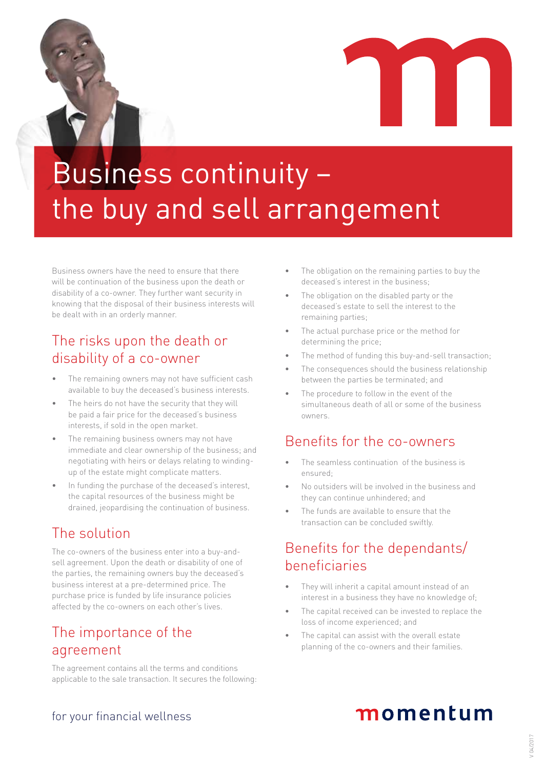# Business continuity – the buy and sell arrangement

Business owners have the need to ensure that there will be continuation of the business upon the death or disability of a co-owner. They further want security in knowing that the disposal of their business interests will be dealt with in an orderly manner.

## The risks upon the death or disability of a co-owner

- The remaining owners may not have sufficient cash available to buy the deceased's business interests.
- The heirs do not have the security that they will be paid a fair price for the deceased's business interests, if sold in the open market.
- The remaining business owners may not have immediate and clear ownership of the business; and negotiating with heirs or delays relating to winding-up of the estate might complicate matters.
- In funding the purchase of the deceased's interest, the capital resources of the business might be drained, jeopardising the continuation of business.

## The solution

The co-owners of the business enter into a buy-and-sell agreement. Upon the death or disability of one of the parties, the remaining owners buy the deceased's business interest at a pre-determined price. The purchase price is funded by life insurance policies affected by the co-owners on each other's lives.

## The importance of the agreement

The agreement contains all the terms and conditions applicable to the sale transaction. It secures the following:

- The obligation on the remaining parties to buy the deceased's interest in the business;
- The obligation on the disabled party or the deceased's estate to sell the interest to the remaining parties;
- The actual purchase price or the method for determining the price;
- The method of funding this buy-and-sell transaction;
- The consequences should the business relationship between the parties be terminated; and
- The procedure to follow in the event of the simultaneous death of all or some of the business owners.

## Benefits for the co-owners

- The seamless continuation of the business is ensured;
- No outsiders will be involved in the business and they can continue unhindered; and
- The funds are available to ensure that the transaction can be concluded swiftly.

## Benefits for the dependants/ beneficiaries

- They will inherit a capital amount instead of an interest in a business they have no knowledge of;
- The capital received can be invested to replace the loss of income experienced; and
- The capital can assist with the overall estate planning of the co-owners and their families.

for your financial wellness

momentum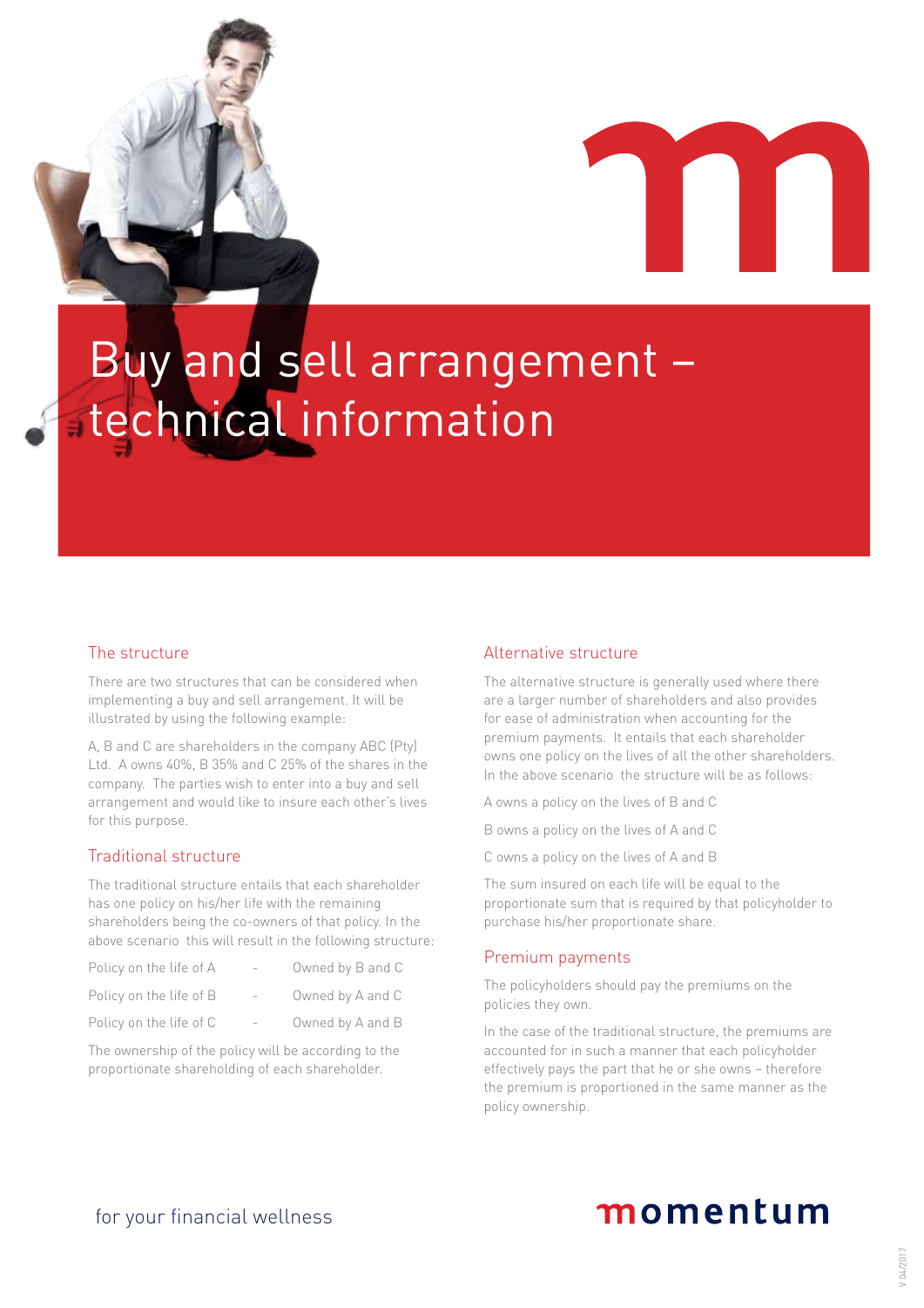# Buy and sell arrangement – technical information

## The structure

There are two structures that can be considered when implementing a buy and sell arrangement. It will be illustrated by using the following example:

A, B and C are shareholders in the company ABC (Pty) Ltd. A owns 40%, B 35% and C 25% of the shares in the company. The parties wish to enter into a buy and sell arrangement and would like to insure each other's lives for this purpose.

## Traditional structure

The traditional structure entails that each shareholder has one policy on his/her life with the remaining shareholders being the co-owners of that policy. In the above scenario this will result in the following structure:

| | | |
|---|---|---|
| Policy on the life of A | - | Owned by B and C |
| Policy on the life of B | - | Owned by A and C |
| Policy on the life of C | - | Owned by A and B |

The ownership of the policy will be according to the proportionate shareholding of each shareholder.

## Alternative structure

The alternative structure is generally used where there are a larger number of shareholders and also provides for ease of administration when accounting for the premium payments. It entails that each shareholder owns one policy on the lives of all the other shareholders. In the above scenario the structure will be as follows:

A owns a policy on the lives of B and C

B owns a policy on the lives of A and C

C owns a policy on the lives of A and B

The sum insured on each life will be equal to the proportionate sum that is required by that policyholder to purchase his/her proportionate share.

## Premium payments

The policyholders should pay the premiums on the policies they own.

In the case of the traditional structure, the premiums are accounted for in such a manner that each policyholder effectively pays the part that he or she owns – therefore the premium is proportioned in the same manner as the policy ownership.

for your financial wellness

momentum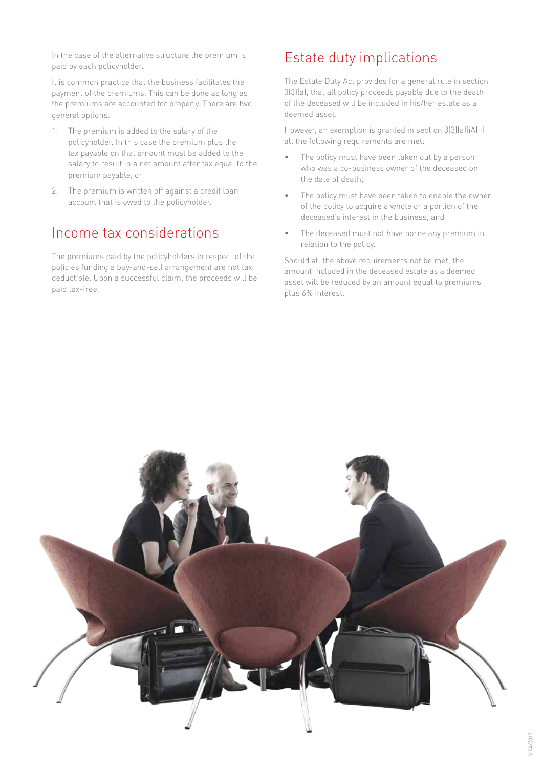In the case of the alternative structure the premium is paid by each policyholder.

It is common practice that the business facilitates the payment of the premiums. This can be done as long as the premiums are accounted for properly. There are two general options:

1. The premium is added to the salary of the policyholder. In this case the premium plus the tax payable on that amount must be added to the salary to result in a net amount after tax equal to the premium payable, or
2. The premium is written off against a credit loan account that is owed to the policyholder.

## Income tax considerations

The premiums paid by the policyholders in respect of the policies funding a buy-and-sell arrangement are not tax deductible. Upon a successful claim, the proceeds will be paid tax-free.

## Estate duty implications

The Estate Duty Act provides for a general rule in section 3(3)(a), that all policy proceeds payable due to the death of the deceased will be included in his/her estate as a deemed asset.

However, an exemption is granted in section 3(3)(a)(iA) if all the following requirements are met:

- The policy must have been taken out by a person who was a co-business owner of the deceased on the date of death;
- The policy must have been taken to enable the owner of the policy to acquire a whole or a portion of the deceased's interest in the business; and
- The deceased must not have borne any premium in relation to the policy.

Should all the above requirements not be met, the amount included in the deceased estate as a deemed asset will be reduced by an amount equal to premiums plus 6% interest.

V 04/2017